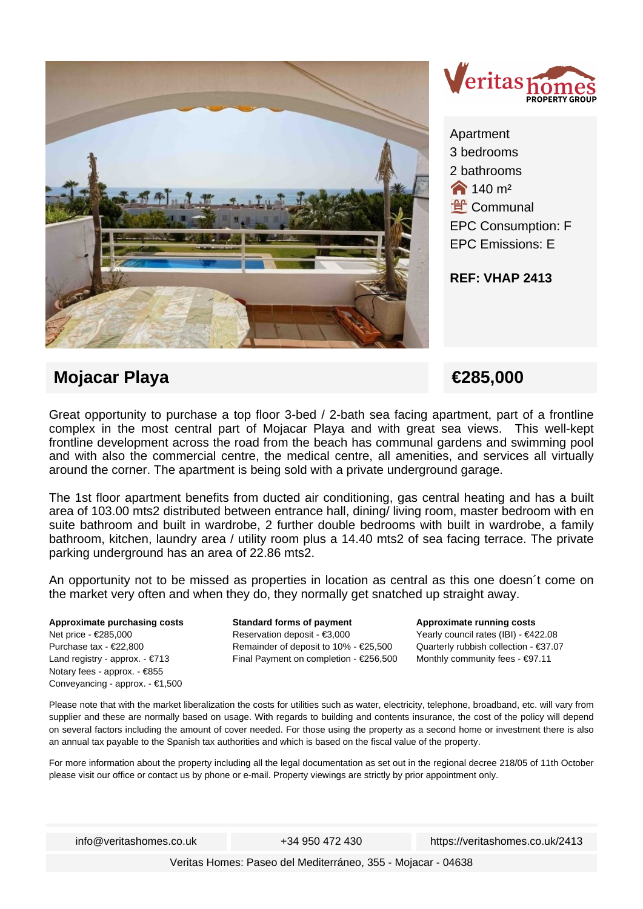Veritas homes PROPERTY GROUP

Apartment
3 bedrooms
2 bathrooms
140 m²
Communal
EPC Consumption: F
EPC Emissions: E

**REF: VHAP 2413**

## Mojacar Playa

## €285,000

Great opportunity to purchase a top floor 3-bed / 2-bath sea facing apartment, part of a frontline complex in the most central part of Mojacar Playa and with great sea views. This well-kept frontline development across the road from the beach has communal gardens and swimming pool and with also the commercial centre, the medical centre, all amenities, and services all virtually around the corner. The apartment is being sold with a private underground garage.

The 1st floor apartment benefits from ducted air conditioning, gas central heating and has a built area of 103.00 mts2 distributed between entrance hall, dining/ living room, master bedroom with en suite bathroom and built in wardrobe, 2 further double bedrooms with built in wardrobe, a family bathroom, kitchen, laundry area / utility room plus a 14.40 mts2 of sea facing terrace. The private parking underground has an area of 22.86 mts2.

An opportunity not to be missed as properties in location as central as this one doesn´t come on the market very often and when they do, they normally get snatched up straight away.

**Approximate purchasing costs**
Net price - €285,000
Purchase tax - €22,800
Land registry - approx. - €713
Notary fees - approx. - €855
Conveyancing - approx. - €1,500

**Standard forms of payment**
Reservation deposit - €3,000
Remainder of deposit to 10% - €25,500
Final Payment on completion - €256,500

**Approximate running costs**
Yearly council rates (IBI) - €422.08
Quarterly rubbish collection - €37.07
Monthly community fees - €97.11

Please note that with the market liberalization the costs for utilities such as water, electricity, telephone, broadband, etc. will vary from supplier and these are normally based on usage. With regards to building and contents insurance, the cost of the policy will depend on several factors including the amount of cover needed. For those using the property as a second home or investment there is also an annual tax payable to the Spanish tax authorities and which is based on the fiscal value of the property.

For more information about the property including all the legal documentation as set out in the regional decree 218/05 of 11th October please visit our office or contact us by phone or e-mail. Property viewings are strictly by prior appointment only.

info@veritashomes.co.uk | +34 950 472 430 | https://veritashomes.co.uk/2413

Veritas Homes: Paseo del Mediterráneo, 355 - Mojacar - 04638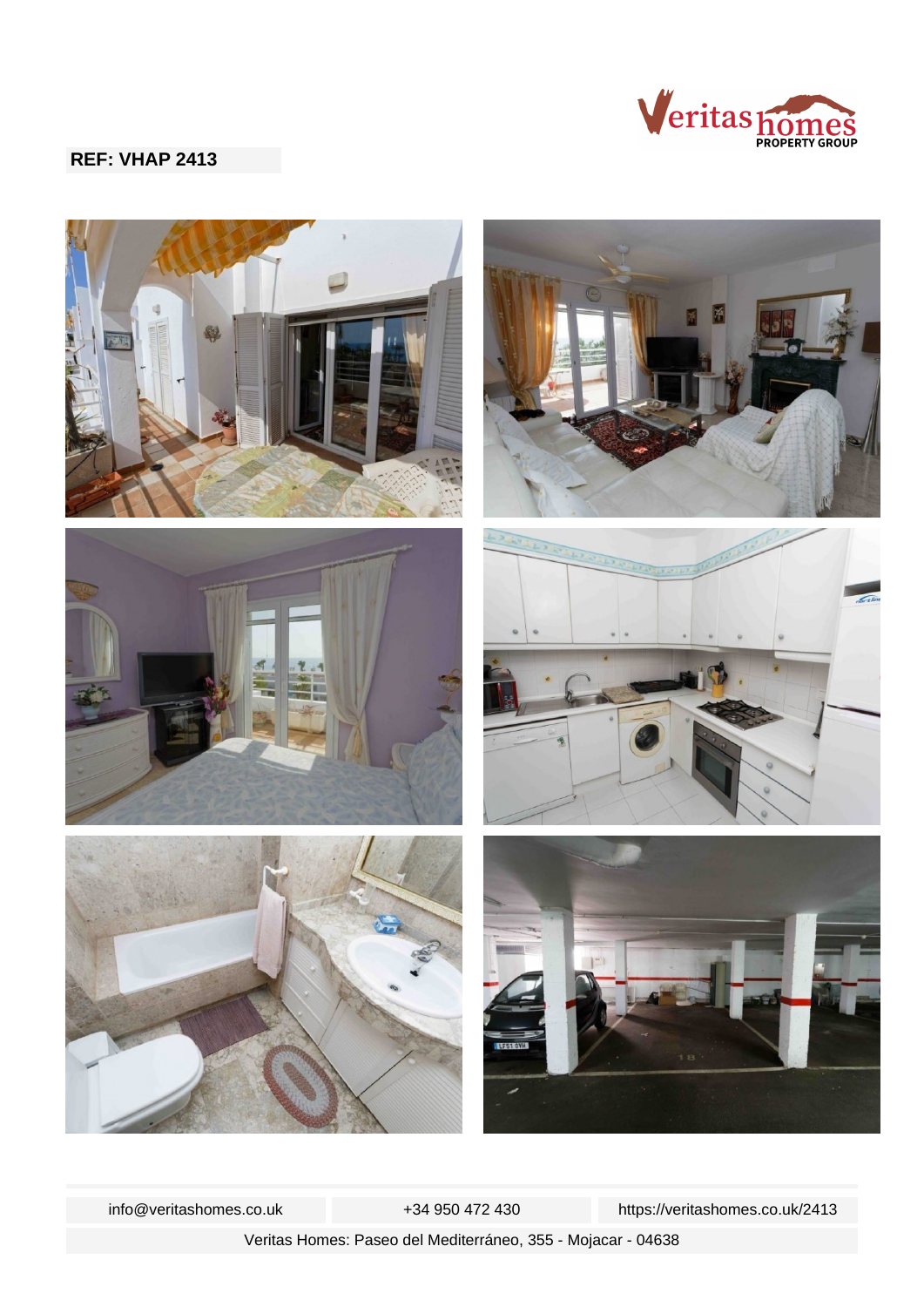**REF: VHAP 2413**

info@veritashomes.co.uk | +34 950 472 430 | https://veritashomes.co.uk/2413

Veritas Homes: Paseo del Mediterráneo, 355 - Mojacar - 04638